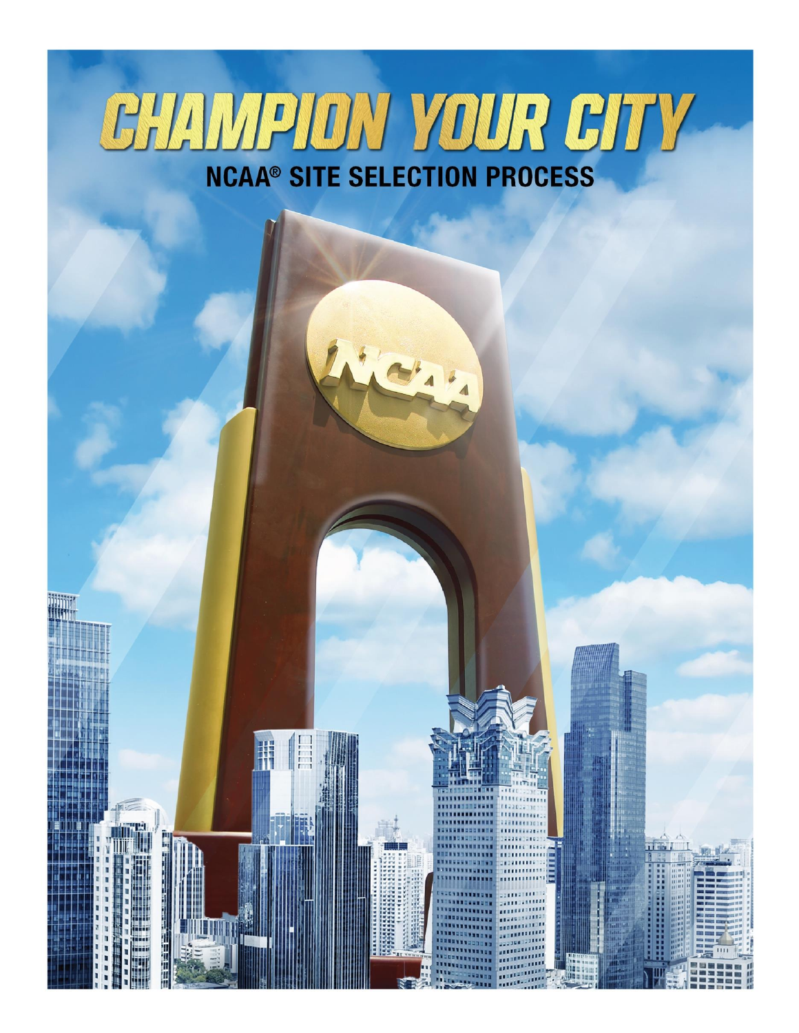# CHAMPION YOUR CITY

## NCAA® SITE SELECTION PROCESS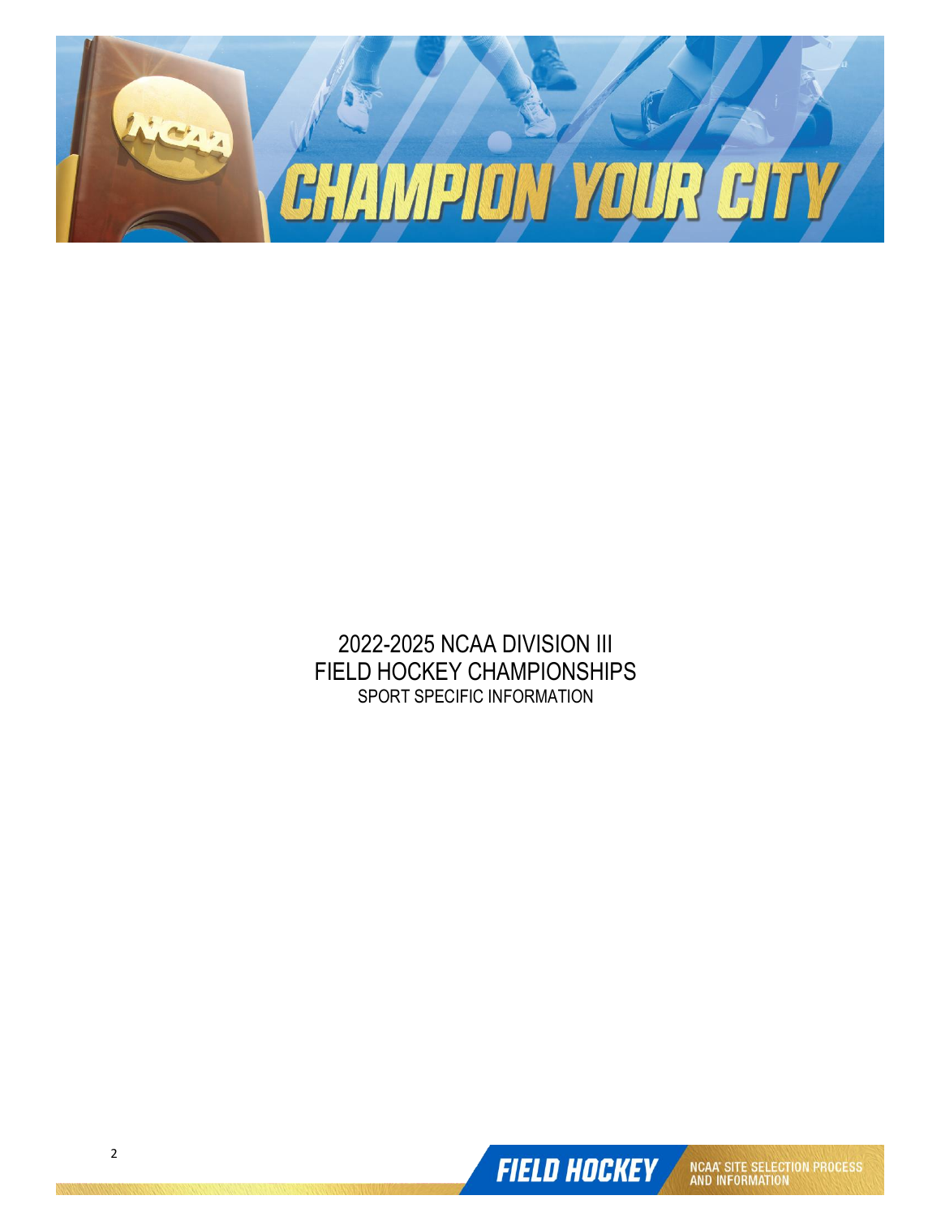# 2022-2025 NCAA DIVISION III FIELD HOCKEY CHAMPIONSHIPS

SPORT SPECIFIC INFORMATION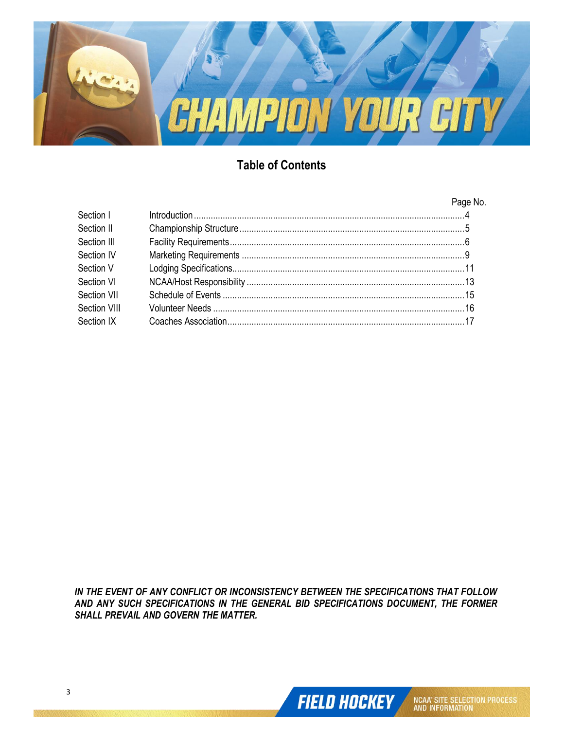# Table of Contents

| | | Page No. |
|---|---|---|
| Section I | Introduction | 4 |
| Section II | Championship Structure | 5 |
| Section III | Facility Requirements | 6 |
| Section IV | Marketing Requirements | 9 |
| Section V | Lodging Specifications | 11 |
| Section VI | NCAA/Host Responsibility | 13 |
| Section VII | Schedule of Events | 15 |
| Section VIII | Volunteer Needs | 16 |
| Section IX | Coaches Association | 17 |

***IN THE EVENT OF ANY CONFLICT OR INCONSISTENCY BETWEEN THE SPECIFICATIONS THAT FOLLOW AND ANY SUCH SPECIFICATIONS IN THE GENERAL BID SPECIFICATIONS DOCUMENT, THE FORMER SHALL PREVAIL AND GOVERN THE MATTER.***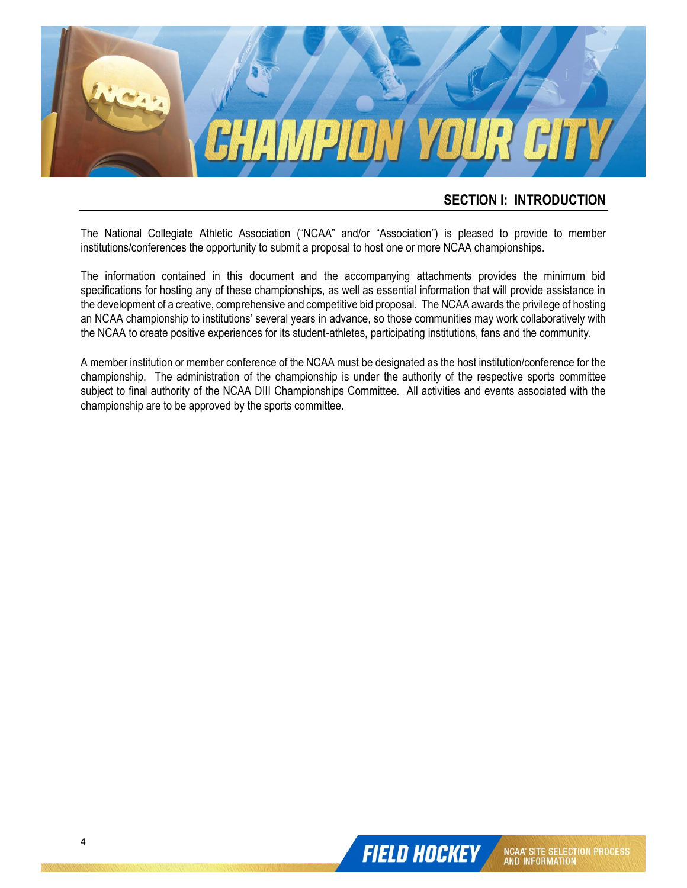## SECTION I: INTRODUCTION

The National Collegiate Athletic Association ("NCAA" and/or "Association") is pleased to provide to member institutions/conferences the opportunity to submit a proposal to host one or more NCAA championships.

The information contained in this document and the accompanying attachments provides the minimum bid specifications for hosting any of these championships, as well as essential information that will provide assistance in the development of a creative, comprehensive and competitive bid proposal. The NCAA awards the privilege of hosting an NCAA championship to institutions' several years in advance, so those communities may work collaboratively with the NCAA to create positive experiences for its student-athletes, participating institutions, fans and the community.

A member institution or member conference of the NCAA must be designated as the host institution/conference for the championship. The administration of the championship is under the authority of the respective sports committee subject to final authority of the NCAA DIII Championships Committee. All activities and events associated with the championship are to be approved by the sports committee.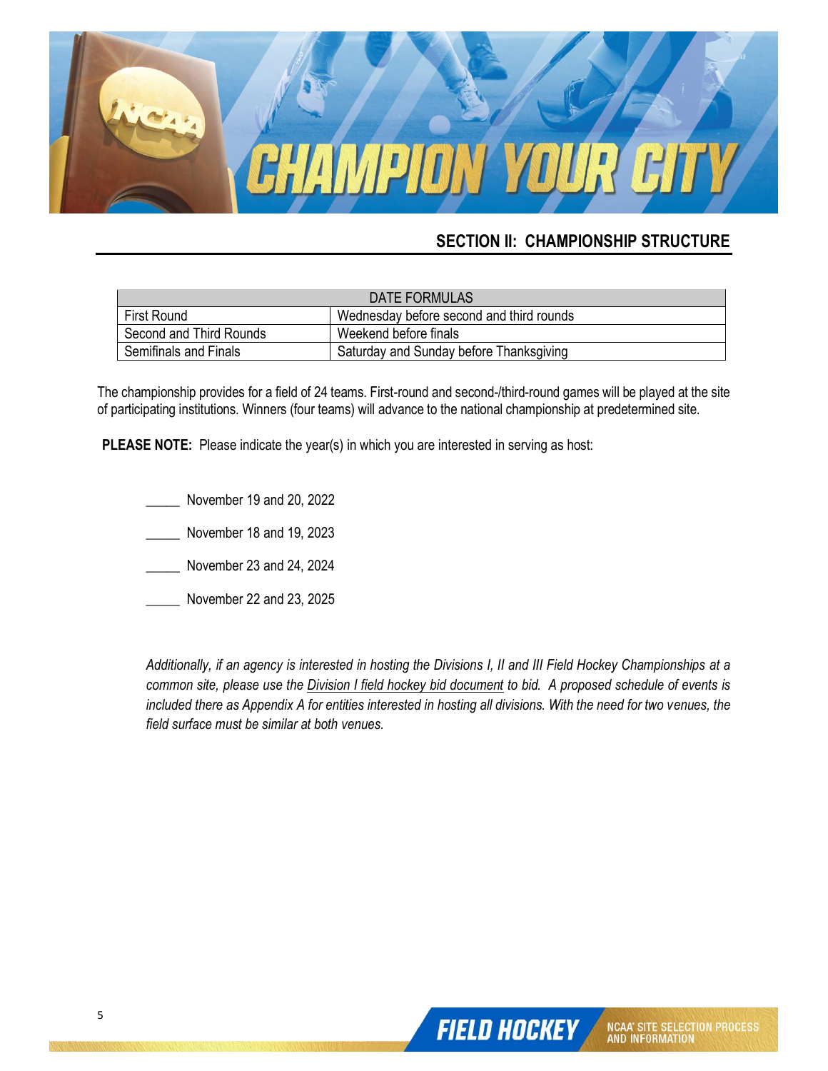## SECTION II: CHAMPIONSHIP STRUCTURE

| DATE FORMULAS | |
|---|---|
| First Round | Wednesday before second and third rounds |
| Second and Third Rounds | Weekend before finals |
| Semifinals and Finals | Saturday and Sunday before Thanksgiving |

The championship provides for a field of 24 teams. First-round and second-/third-round games will be played at the site of participating institutions. Winners (four teams) will advance to the national championship at predetermined site.

**PLEASE NOTE:** Please indicate the year(s) in which you are interested in serving as host:

_____ November 19 and 20, 2022

_____ November 18 and 19, 2023

_____ November 23 and 24, 2024

_____ November 22 and 23, 2025

*Additionally, if an agency is interested in hosting the Divisions I, II and III Field Hockey Championships at a common site, please use the Division I field hockey bid document to bid. A proposed schedule of events is included there as Appendix A for entities interested in hosting all divisions. With the need for two venues, the field surface must be similar at both venues.*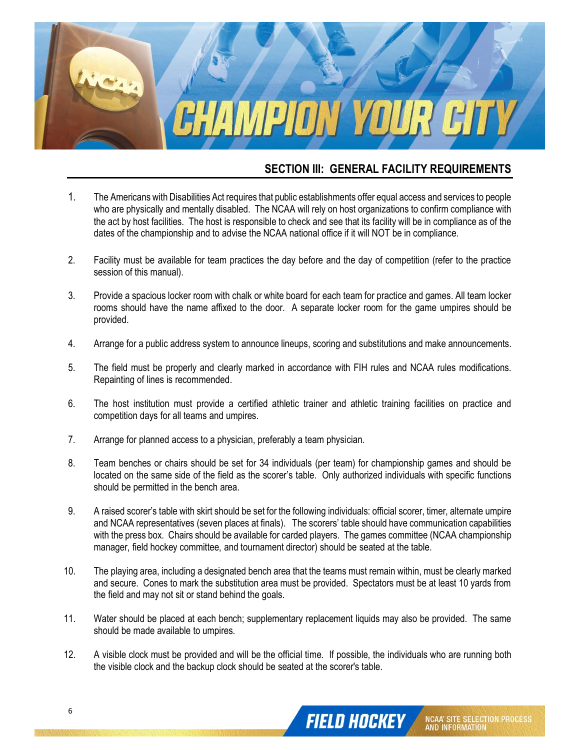## SECTION III: GENERAL FACILITY REQUIREMENTS

1. The Americans with Disabilities Act requires that public establishments offer equal access and services to people who are physically and mentally disabled. The NCAA will rely on host organizations to confirm compliance with the act by host facilities. The host is responsible to check and see that its facility will be in compliance as of the dates of the championship and to advise the NCAA national office if it will NOT be in compliance.

2. Facility must be available for team practices the day before and the day of competition (refer to the practice session of this manual).

3. Provide a spacious locker room with chalk or white board for each team for practice and games. All team locker rooms should have the name affixed to the door. A separate locker room for the game umpires should be provided.

4. Arrange for a public address system to announce lineups, scoring and substitutions and make announcements.

5. The field must be properly and clearly marked in accordance with FIH rules and NCAA rules modifications. Repainting of lines is recommended.

6. The host institution must provide a certified athletic trainer and athletic training facilities on practice and competition days for all teams and umpires.

7. Arrange for planned access to a physician, preferably a team physician.

8. Team benches or chairs should be set for 34 individuals (per team) for championship games and should be located on the same side of the field as the scorer's table. Only authorized individuals with specific functions should be permitted in the bench area.

9. A raised scorer's table with skirt should be set for the following individuals: official scorer, timer, alternate umpire and NCAA representatives (seven places at finals). The scorers' table should have communication capabilities with the press box. Chairs should be available for carded players. The games committee (NCAA championship manager, field hockey committee, and tournament director) should be seated at the table.

10. The playing area, including a designated bench area that the teams must remain within, must be clearly marked and secure. Cones to mark the substitution area must be provided. Spectators must be at least 10 yards from the field and may not sit or stand behind the goals.

11. Water should be placed at each bench; supplementary replacement liquids may also be provided. The same should be made available to umpires.

12. A visible clock must be provided and will be the official time. If possible, the individuals who are running both the visible clock and the backup clock should be seated at the scorer's table.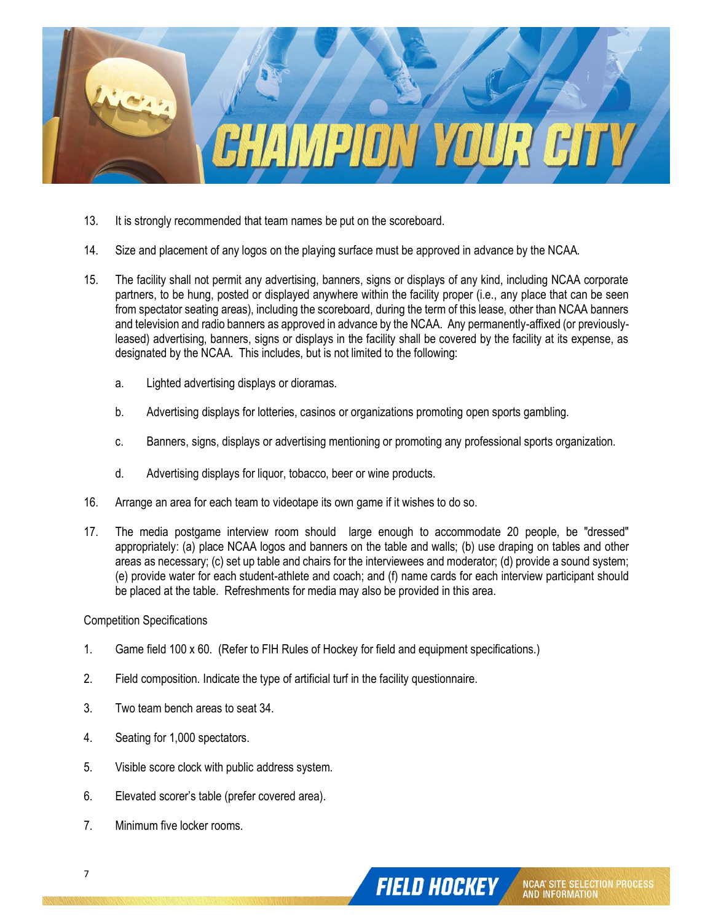13. It is strongly recommended that team names be put on the scoreboard.

14. Size and placement of any logos on the playing surface must be approved in advance by the NCAA.

15. The facility shall not permit any advertising, banners, signs or displays of any kind, including NCAA corporate partners, to be hung, posted or displayed anywhere within the facility proper (i.e., any place that can be seen from spectator seating areas), including the scoreboard, during the term of this lease, other than NCAA banners and television and radio banners as approved in advance by the NCAA. Any permanently-affixed (or previously-leased) advertising, banners, signs or displays in the facility shall be covered by the facility at its expense, as designated by the NCAA. This includes, but is not limited to the following:

    a. Lighted advertising displays or dioramas.

    b. Advertising displays for lotteries, casinos or organizations promoting open sports gambling.

    c. Banners, signs, displays or advertising mentioning or promoting any professional sports organization.

    d. Advertising displays for liquor, tobacco, beer or wine products.

16. Arrange an area for each team to videotape its own game if it wishes to do so.

17. The media postgame interview room should large enough to accommodate 20 people, be "dressed" appropriately: (a) place NCAA logos and banners on the table and walls; (b) use draping on tables and other areas as necessary; (c) set up table and chairs for the interviewees and moderator; (d) provide a sound system; (e) provide water for each student-athlete and coach; and (f) name cards for each interview participant should be placed at the table. Refreshments for media may also be provided in this area.

Competition Specifications

1. Game field 100 x 60. (Refer to FIH Rules of Hockey for field and equipment specifications.)

2. Field composition. Indicate the type of artificial turf in the facility questionnaire.

3. Two team bench areas to seat 34.

4. Seating for 1,000 spectators.

5. Visible score clock with public address system.

6. Elevated scorer's table (prefer covered area).

7. Minimum five locker rooms.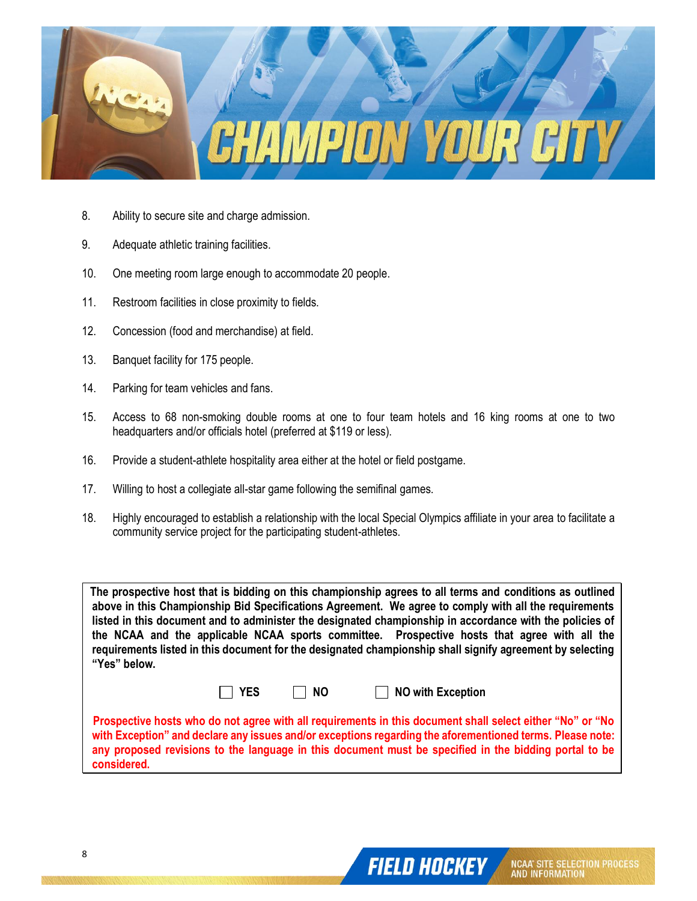8. Ability to secure site and charge admission.

9. Adequate athletic training facilities.

10. One meeting room large enough to accommodate 20 people.

11. Restroom facilities in close proximity to fields.

12. Concession (food and merchandise) at field.

13. Banquet facility for 175 people.

14. Parking for team vehicles and fans.

15. Access to 68 non-smoking double rooms at one to four team hotels and 16 king rooms at one to two headquarters and/or officials hotel (preferred at $119 or less).

16. Provide a student-athlete hospitality area either at the hotel or field postgame.

17. Willing to host a collegiate all-star game following the semifinal games.

18. Highly encouraged to establish a relationship with the local Special Olympics affiliate in your area to facilitate a community service project for the participating student-athletes.

**The prospective host that is bidding on this championship agrees to all terms and conditions as outlined above in this Championship Bid Specifications Agreement. We agree to comply with all the requirements listed in this document and to administer the designated championship in accordance with the policies of the NCAA and the applicable NCAA sports committee. Prospective hosts that agree with all the requirements listed in this document for the designated championship shall signify agreement by selecting "Yes" below.**

☐ **YES** ☐ **NO** ☐ **NO with Exception**

**Prospective hosts who do not agree with all requirements in this document shall select either "No" or "No with Exception" and declare any issues and/or exceptions regarding the aforementioned terms. Please note: any proposed revisions to the language in this document must be specified in the bidding portal to be considered.**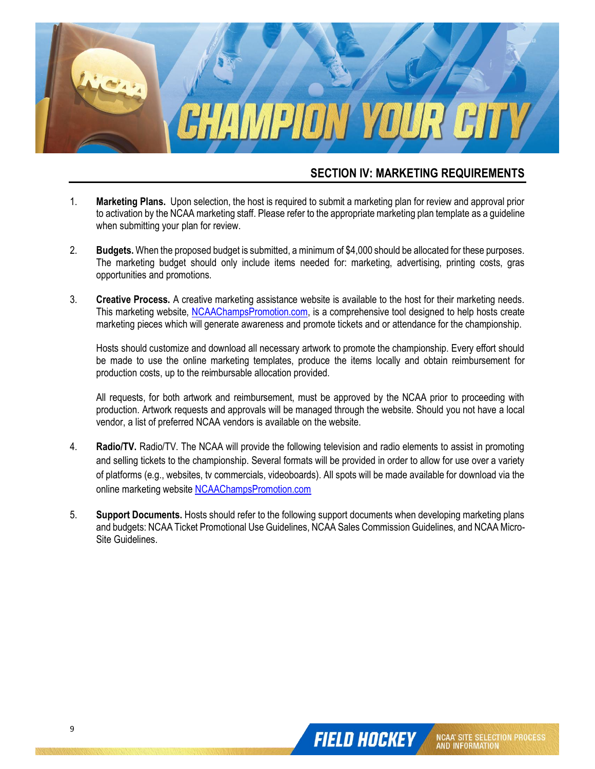## SECTION IV: MARKETING REQUIREMENTS

1. **Marketing Plans.** Upon selection, the host is required to submit a marketing plan for review and approval prior to activation by the NCAA marketing staff. Please refer to the appropriate marketing plan template as a guideline when submitting your plan for review.

2. **Budgets.** When the proposed budget is submitted, a minimum of $4,000 should be allocated for these purposes. The marketing budget should only include items needed for: marketing, advertising, printing costs, gras opportunities and promotions.

3. **Creative Process.** A creative marketing assistance website is available to the host for their marketing needs. This marketing website, [NCAAChampsPromotion.com](NCAAChampsPromotion.com), is a comprehensive tool designed to help hosts create marketing pieces which will generate awareness and promote tickets and or attendance for the championship.

   Hosts should customize and download all necessary artwork to promote the championship. Every effort should be made to use the online marketing templates, produce the items locally and obtain reimbursement for production costs, up to the reimbursable allocation provided.

   All requests, for both artwork and reimbursement, must be approved by the NCAA prior to proceeding with production. Artwork requests and approvals will be managed through the website. Should you not have a local vendor, a list of preferred NCAA vendors is available on the website.

4. **Radio/TV.** Radio/TV. The NCAA will provide the following television and radio elements to assist in promoting and selling tickets to the championship. Several formats will be provided in order to allow for use over a variety of platforms (e.g., websites, tv commercials, videoboards). All spots will be made available for download via the online marketing website [NCAAChampsPromotion.com](NCAAChampsPromotion.com)

5. **Support Documents.** Hosts should refer to the following support documents when developing marketing plans and budgets: NCAA Ticket Promotional Use Guidelines, NCAA Sales Commission Guidelines, and NCAA Micro-Site Guidelines.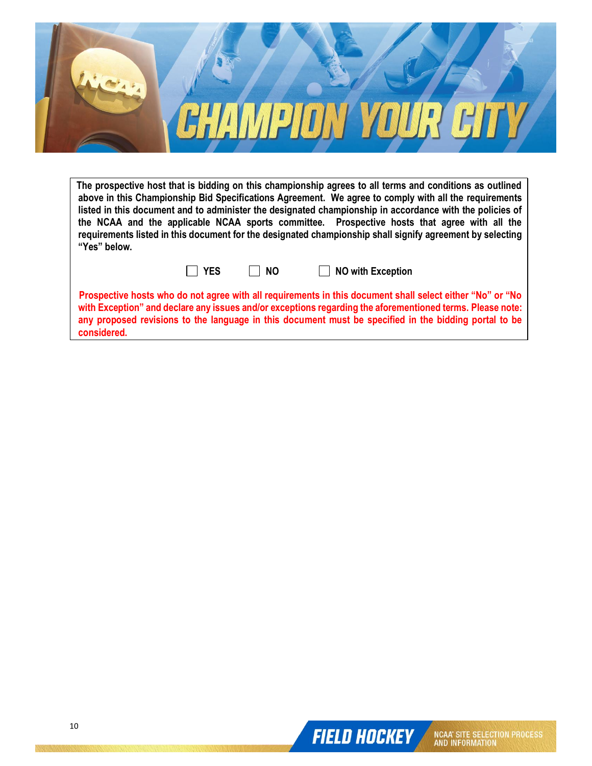**The prospective host that is bidding on this championship agrees to all terms and conditions as outlined above in this Championship Bid Specifications Agreement. We agree to comply with all the requirements listed in this document and to administer the designated championship in accordance with the policies of the NCAA and the applicable NCAA sports committee. Prospective hosts that agree with all the requirements listed in this document for the designated championship shall signify agreement by selecting "Yes" below.**

☐ **YES** ☐ **NO** ☐ **NO with Exception**

**Prospective hosts who do not agree with all requirements in this document shall select either "No" or "No with Exception" and declare any issues and/or exceptions regarding the aforementioned terms. Please note: any proposed revisions to the language in this document must be specified in the bidding portal to be considered.**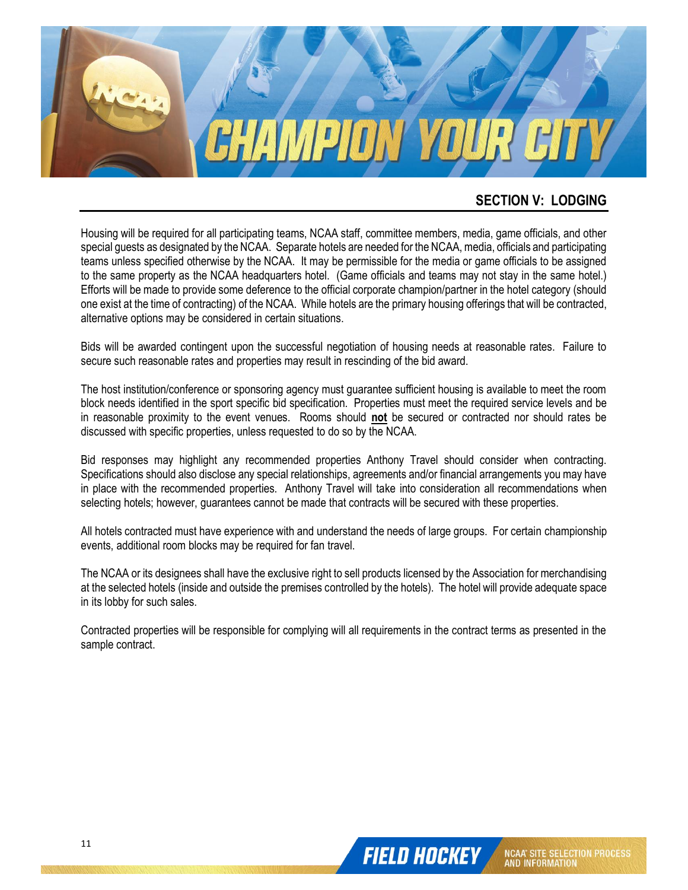## SECTION V: LODGING

Housing will be required for all participating teams, NCAA staff, committee members, media, game officials, and other special guests as designated by the NCAA. Separate hotels are needed for the NCAA, media, officials and participating teams unless specified otherwise by the NCAA. It may be permissible for the media or game officials to be assigned to the same property as the NCAA headquarters hotel. (Game officials and teams may not stay in the same hotel.) Efforts will be made to provide some deference to the official corporate champion/partner in the hotel category (should one exist at the time of contracting) of the NCAA. While hotels are the primary housing offerings that will be contracted, alternative options may be considered in certain situations.

Bids will be awarded contingent upon the successful negotiation of housing needs at reasonable rates. Failure to secure such reasonable rates and properties may result in rescinding of the bid award.

The host institution/conference or sponsoring agency must guarantee sufficient housing is available to meet the room block needs identified in the sport specific bid specification. Properties must meet the required service levels and be in reasonable proximity to the event venues. Rooms should **not** be secured or contracted nor should rates be discussed with specific properties, unless requested to do so by the NCAA.

Bid responses may highlight any recommended properties Anthony Travel should consider when contracting. Specifications should also disclose any special relationships, agreements and/or financial arrangements you may have in place with the recommended properties. Anthony Travel will take into consideration all recommendations when selecting hotels; however, guarantees cannot be made that contracts will be secured with these properties.

All hotels contracted must have experience with and understand the needs of large groups. For certain championship events, additional room blocks may be required for fan travel.

The NCAA or its designees shall have the exclusive right to sell products licensed by the Association for merchandising at the selected hotels (inside and outside the premises controlled by the hotels). The hotel will provide adequate space in its lobby for such sales.

Contracted properties will be responsible for complying will all requirements in the contract terms as presented in the sample contract.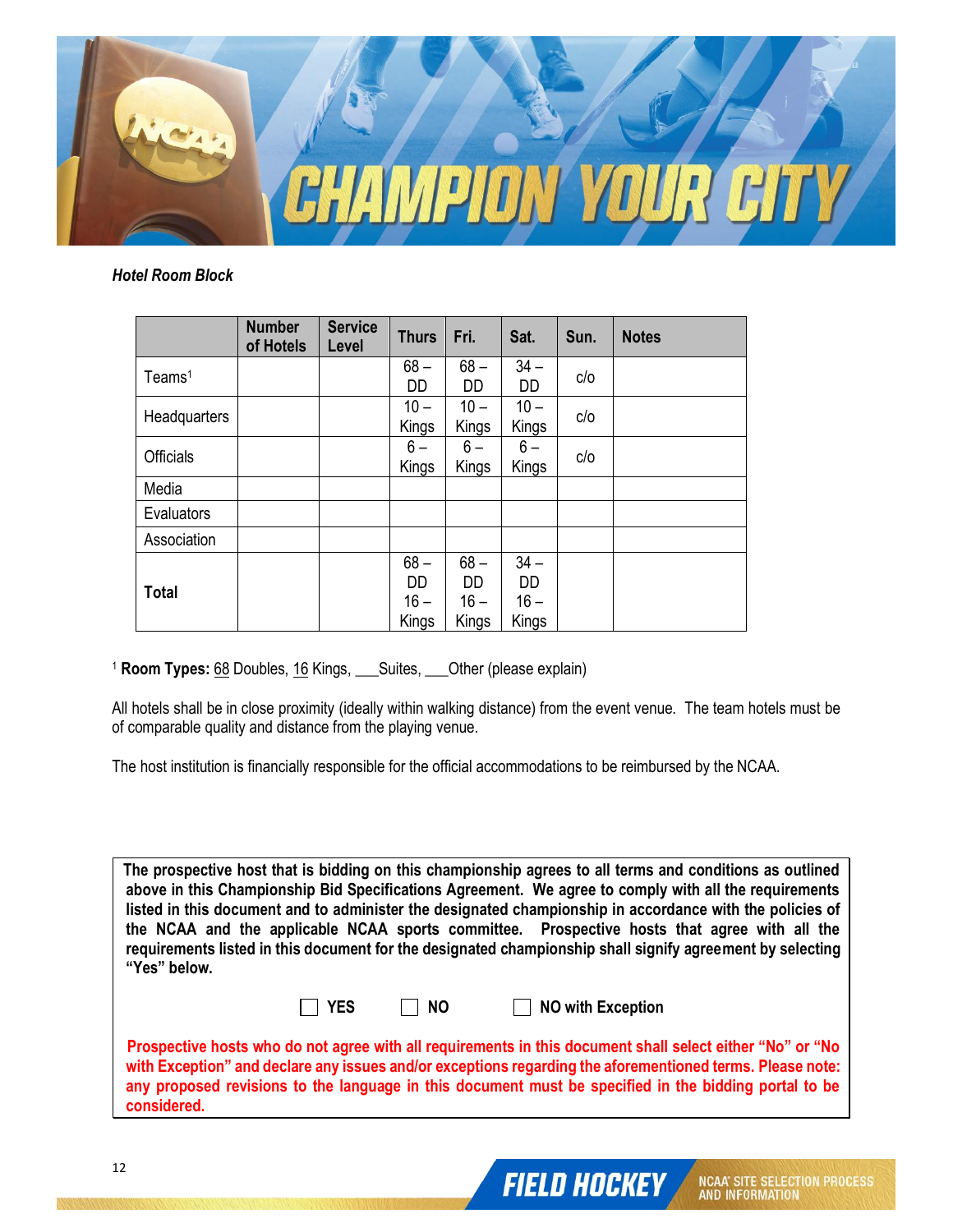***Hotel Room Block***

| | Number of Hotels | Service Level | Thurs | Fri. | Sat. | Sun. | Notes |
|---|---|---|---|---|---|---|---|
| Teams[1] | | | 68 – DD | 68 – DD | 34 – DD | c/o | |
| Headquarters | | | 10 – Kings | 10 – Kings | 10 – Kings | c/o | |
| Officials | | | 6 – Kings | 6 – Kings | 6 – Kings | c/o | |
| Media | | | | | | | |
| Evaluators | | | | | | | |
| Association | | | | | | | |
| **Total** | | | 68 – DD 16 – Kings | 68 – DD 16 – Kings | 34 – DD 16 – Kings | | |

[1] **Room Types:** 68 Doubles, 16 Kings, ___Suites, ___Other (please explain)

All hotels shall be in close proximity (ideally within walking distance) from the event venue. The team hotels must be of comparable quality and distance from the playing venue.

The host institution is financially responsible for the official accommodations to be reimbursed by the NCAA.

**The prospective host that is bidding on this championship agrees to all terms and conditions as outlined above in this Championship Bid Specifications Agreement. We agree to comply with all the requirements listed in this document and to administer the designated championship in accordance with the policies of the NCAA and the applicable NCAA sports committee. Prospective hosts that agree with all the requirements listed in this document for the designated championship shall signify agreement by selecting "Yes" below.**

☐ **YES** ☐ **NO** ☐ **NO with Exception**

**Prospective hosts who do not agree with all requirements in this document shall select either "No" or "No with Exception" and declare any issues and/or exceptions regarding the aforementioned terms. Please note: any proposed revisions to the language in this document must be specified in the bidding portal to be considered.**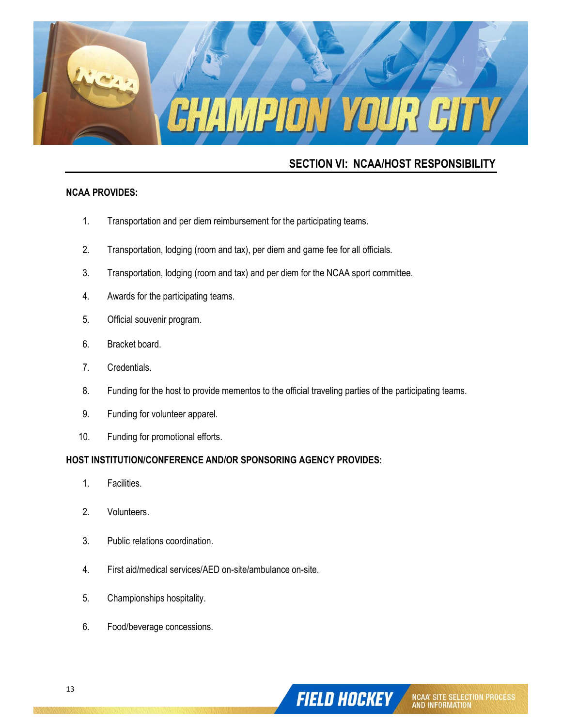## SECTION VI: NCAA/HOST RESPONSIBILITY

**NCAA PROVIDES:**

1. Transportation and per diem reimbursement for the participating teams.
2. Transportation, lodging (room and tax), per diem and game fee for all officials.
3. Transportation, lodging (room and tax) and per diem for the NCAA sport committee.
4. Awards for the participating teams.
5. Official souvenir program.
6. Bracket board.
7. Credentials.
8. Funding for the host to provide mementos to the official traveling parties of the participating teams.
9. Funding for volunteer apparel.
10. Funding for promotional efforts.

**HOST INSTITUTION/CONFERENCE AND/OR SPONSORING AGENCY PROVIDES:**

1. Facilities.
2. Volunteers.
3. Public relations coordination.
4. First aid/medical services/AED on-site/ambulance on-site.
5. Championships hospitality.
6. Food/beverage concessions.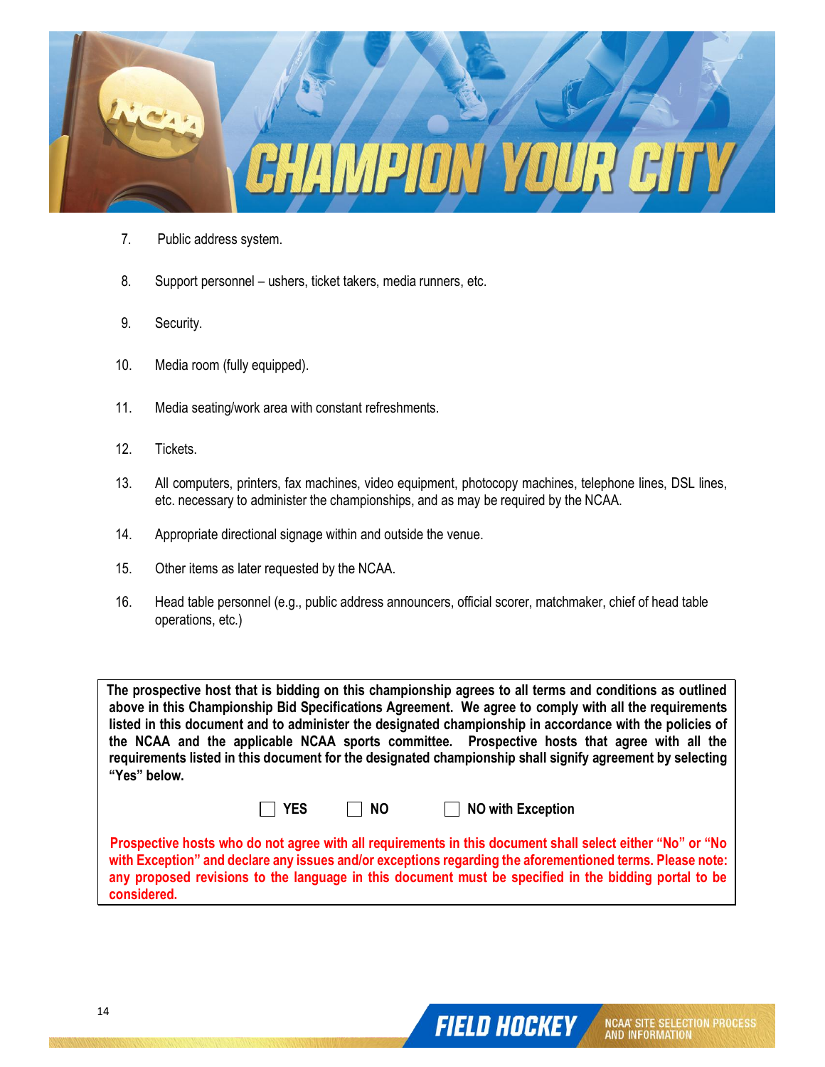7. Public address system.

8. Support personnel – ushers, ticket takers, media runners, etc.

9. Security.

10. Media room (fully equipped).

11. Media seating/work area with constant refreshments.

12. Tickets.

13. All computers, printers, fax machines, video equipment, photocopy machines, telephone lines, DSL lines, etc. necessary to administer the championships, and as may be required by the NCAA.

14. Appropriate directional signage within and outside the venue.

15. Other items as later requested by the NCAA.

16. Head table personnel (e.g., public address announcers, official scorer, matchmaker, chief of head table operations, etc.)

**The prospective host that is bidding on this championship agrees to all terms and conditions as outlined above in this Championship Bid Specifications Agreement. We agree to comply with all the requirements listed in this document and to administer the designated championship in accordance with the policies of the NCAA and the applicable NCAA sports committee. Prospective hosts that agree with all the requirements listed in this document for the designated championship shall signify agreement by selecting "Yes" below.**

☐ **YES** ☐ **NO** ☐ **NO with Exception**

**Prospective hosts who do not agree with all requirements in this document shall select either "No" or "No with Exception" and declare any issues and/or exceptions regarding the aforementioned terms. Please note: any proposed revisions to the language in this document must be specified in the bidding portal to be considered.**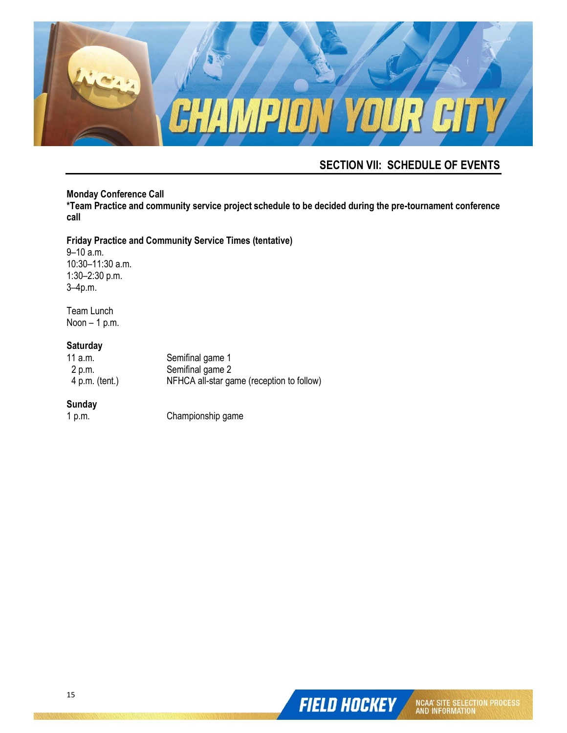## SECTION VII: SCHEDULE OF EVENTS

**Monday Conference Call**
***Team Practice and community service project schedule to be decided during the pre-tournament conference call**

**Friday Practice and Community Service Times (tentative)**
9–10 a.m.
10:30–11:30 a.m.
1:30–2:30 p.m.
3–4p.m.

Team Lunch
Noon – 1 p.m.

**Saturday**

| | |
|---|---|
| 11 a.m. | Semifinal game 1 |
| 2 p.m. | Semifinal game 2 |
| 4 p.m. (tent.) | NFHCA all-star game (reception to follow) |

**Sunday**

| | |
|---|---|
| 1 p.m. | Championship game |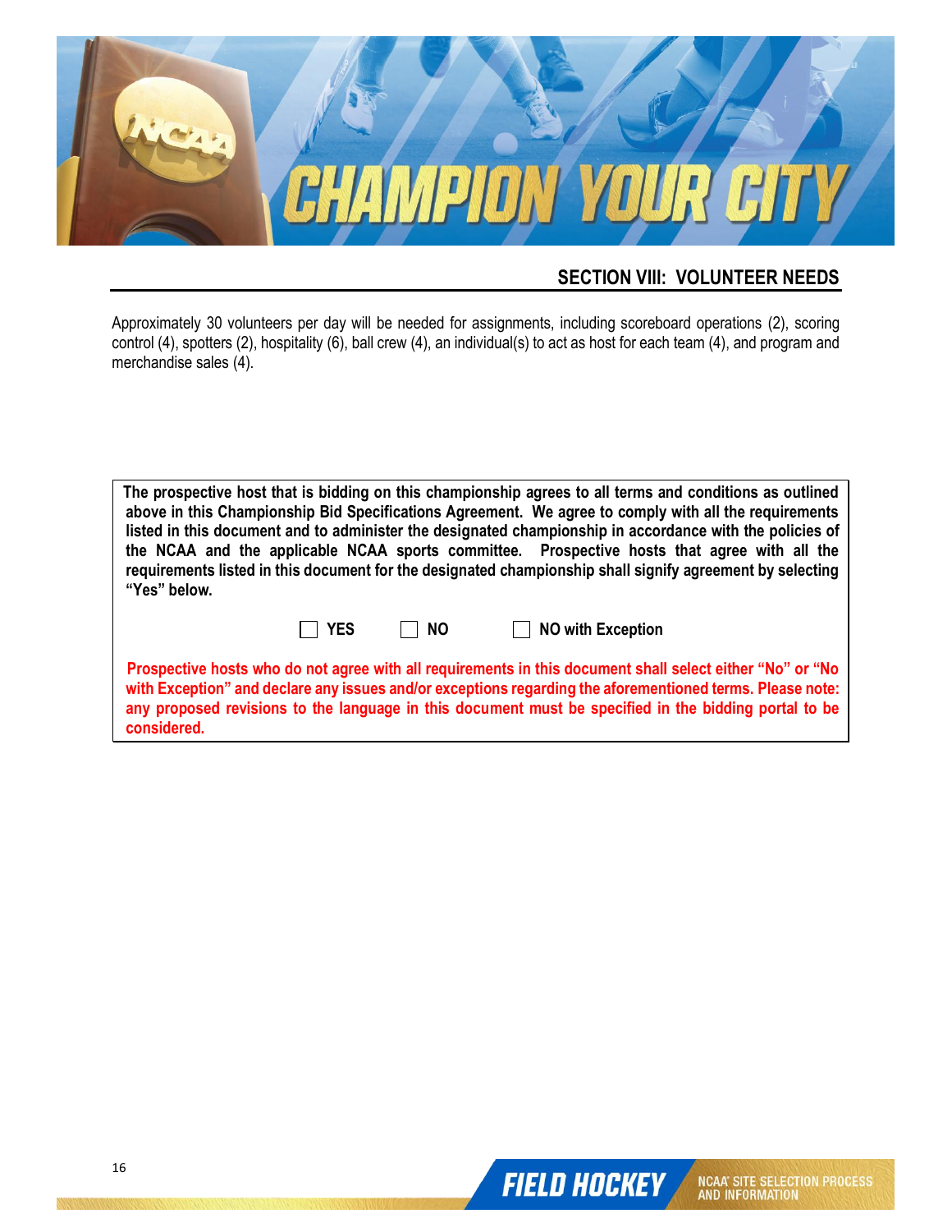## SECTION VIII: VOLUNTEER NEEDS

Approximately 30 volunteers per day will be needed for assignments, including scoreboard operations (2), scoring control (4), spotters (2), hospitality (6), ball crew (4), an individual(s) to act as host for each team (4), and program and merchandise sales (4).

**The prospective host that is bidding on this championship agrees to all terms and conditions as outlined above in this Championship Bid Specifications Agreement. We agree to comply with all the requirements listed in this document and to administer the designated championship in accordance with the policies of the NCAA and the applicable NCAA sports committee. Prospective hosts that agree with all the requirements listed in this document for the designated championship shall signify agreement by selecting "Yes" below.**

☐ **YES** ☐ **NO** ☐ **NO with Exception**

**Prospective hosts who do not agree with all requirements in this document shall select either "No" or "No with Exception" and declare any issues and/or exceptions regarding the aforementioned terms. Please note: any proposed revisions to the language in this document must be specified in the bidding portal to be considered.**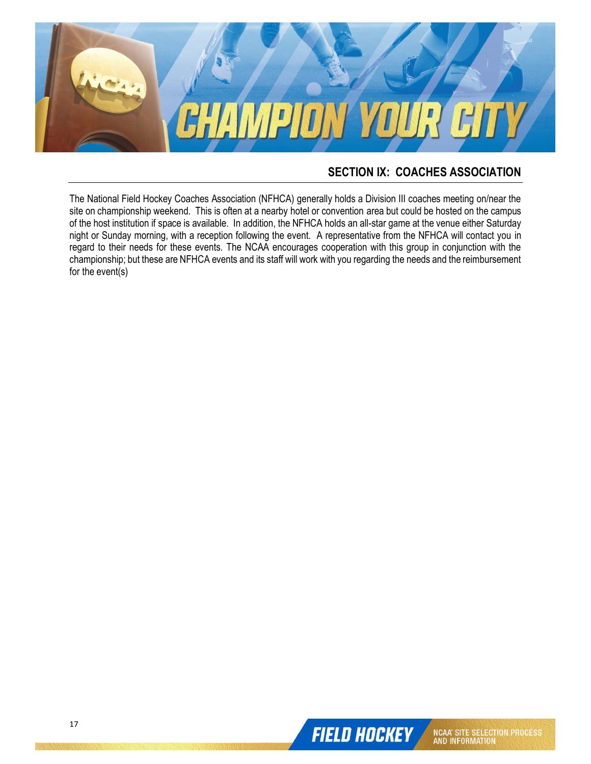## SECTION IX: COACHES ASSOCIATION

The National Field Hockey Coaches Association (NFHCA) generally holds a Division III coaches meeting on/near the site on championship weekend. This is often at a nearby hotel or convention area but could be hosted on the campus of the host institution if space is available. In addition, the NFHCA holds an all-star game at the venue either Saturday night or Sunday morning, with a reception following the event. A representative from the NFHCA will contact you in regard to their needs for these events. The NCAA encourages cooperation with this group in conjunction with the championship; but these are NFHCA events and its staff will work with you regarding the needs and the reimbursement for the event(s)